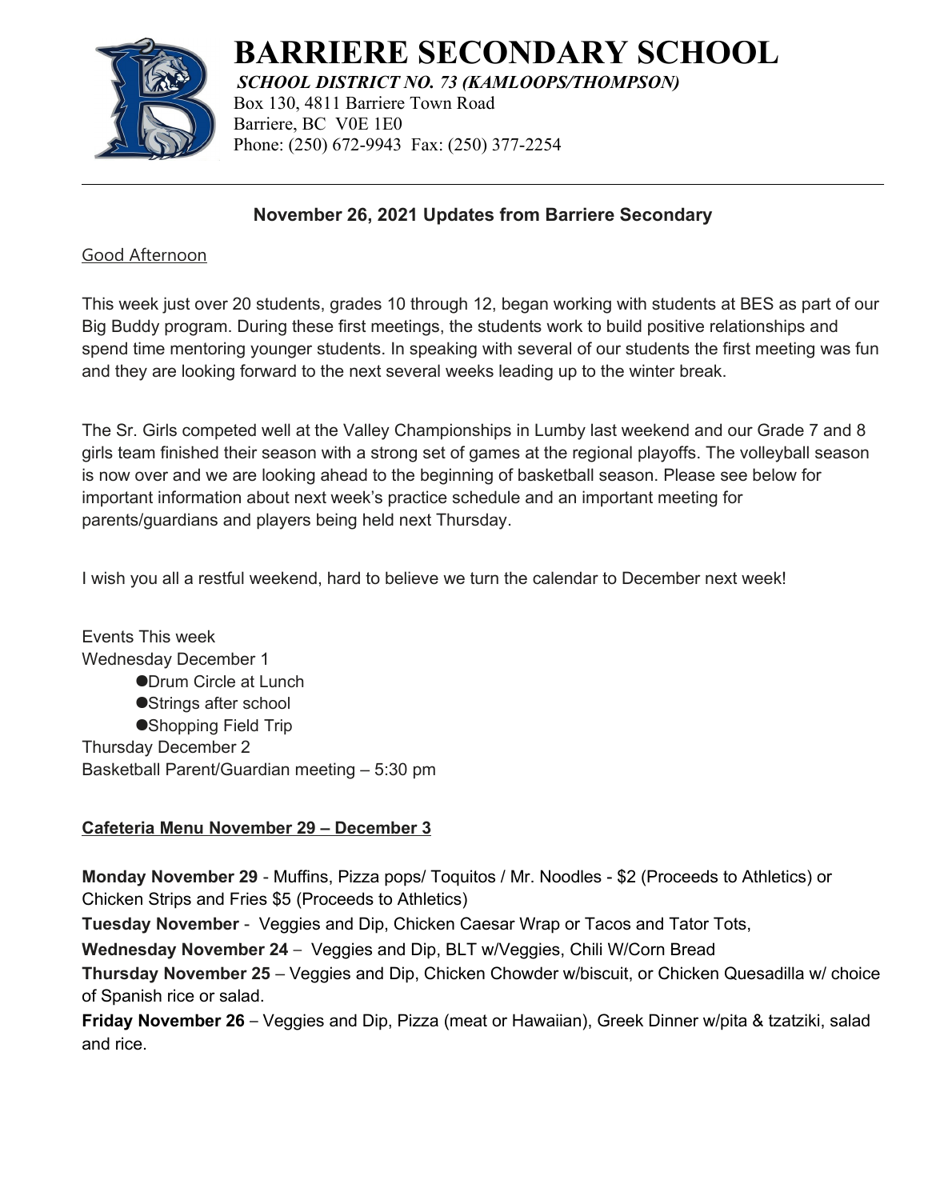# BARRIERE SECONDARY SCHOOL

***SCHOOL DISTRICT NO. 73 (KAMLOOPS/THOMPSON)***

Box 130, 4811 Barriere Town Road
Barriere, BC V0E 1E0
Phone: (250) 672-9943 Fax: (250) 377-2254

---

## November 26, 2021 Updates from Barriere Secondary

Good Afternoon

This week just over 20 students, grades 10 through 12, began working with students at BES as part of our Big Buddy program. During these first meetings, the students work to build positive relationships and spend time mentoring younger students. In speaking with several of our students the first meeting was fun and they are looking forward to the next several weeks leading up to the winter break.

The Sr. Girls competed well at the Valley Championships in Lumby last weekend and our Grade 7 and 8 girls team finished their season with a strong set of games at the regional playoffs. The volleyball season is now over and we are looking ahead to the beginning of basketball season. Please see below for important information about next week's practice schedule and an important meeting for parents/guardians and players being held next Thursday.

I wish you all a restful weekend, hard to believe we turn the calendar to December next week!

Events This week

Wednesday December 1

- Drum Circle at Lunch
- Strings after school
- Shopping Field Trip

Thursday December 2

Basketball Parent/Guardian meeting – 5:30 pm

**Cafeteria Menu November 29 – December 3**

**Monday November 29** - Muffins, Pizza pops/ Toquitos / Mr. Noodles - $2 (Proceeds to Athletics) or Chicken Strips and Fries $5 (Proceeds to Athletics)

**Tuesday November** - Veggies and Dip, Chicken Caesar Wrap or Tacos and Tator Tots,

**Wednesday November 24** – Veggies and Dip, BLT w/Veggies, Chili W/Corn Bread

**Thursday November 25** – Veggies and Dip, Chicken Chowder w/biscuit, or Chicken Quesadilla w/ choice of Spanish rice or salad.

**Friday November 26** – Veggies and Dip, Pizza (meat or Hawaiian), Greek Dinner w/pita & tzatziki, salad and rice.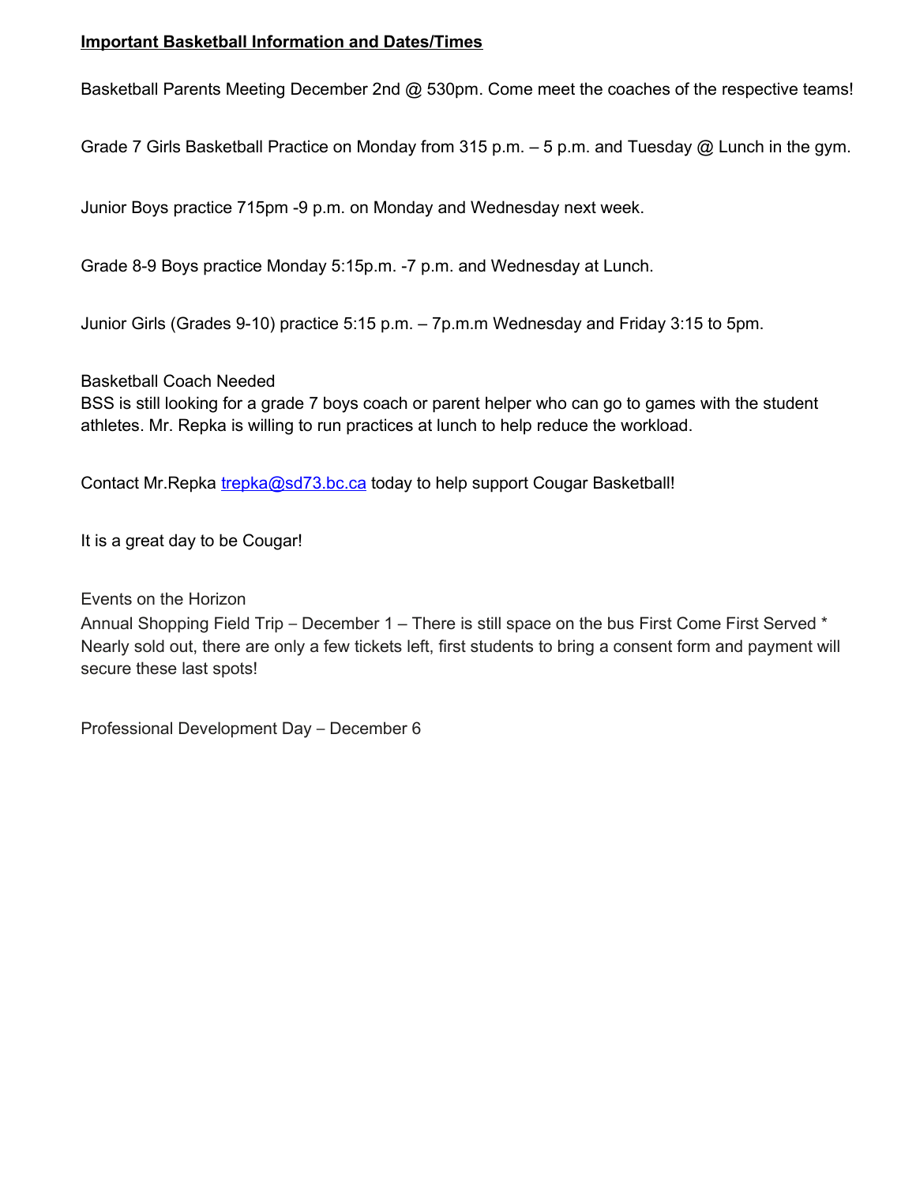**<u>Important Basketball Information and Dates/Times</u>**

Basketball Parents Meeting December 2nd @ 530pm. Come meet the coaches of the respective teams!

Grade 7 Girls Basketball Practice on Monday from 315 p.m. – 5 p.m. and Tuesday @ Lunch in the gym.

Junior Boys practice 715pm -9 p.m. on Monday and Wednesday next week.

Grade 8-9 Boys practice Monday 5:15p.m. -7 p.m. and Wednesday at Lunch.

Junior Girls (Grades 9-10) practice 5:15 p.m. – 7p.m.m Wednesday and Friday 3:15 to 5pm.

Basketball Coach Needed
BSS is still looking for a grade 7 boys coach or parent helper who can go to games with the student athletes. Mr. Repka is willing to run practices at lunch to help reduce the workload.

Contact Mr.Repka [trepka@sd73.bc.ca](mailto:trepka@sd73.bc.ca) today to help support Cougar Basketball!

It is a great day to be Cougar!

Events on the Horizon
Annual Shopping Field Trip – December 1 – There is still space on the bus First Come First Served * Nearly sold out, there are only a few tickets left, first students to bring a consent form and payment will secure these last spots!

Professional Development Day – December 6